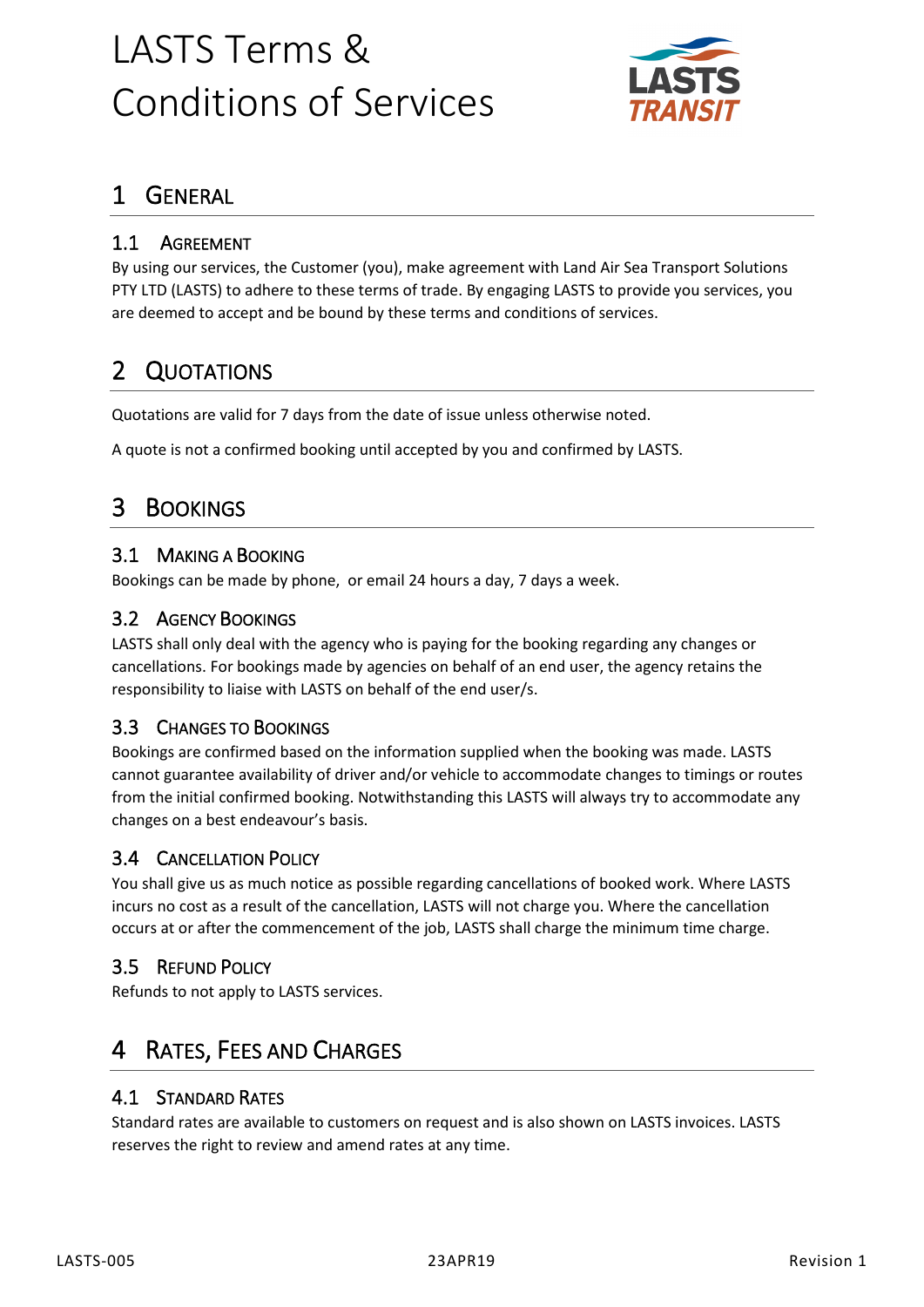# LASTS Terms & Conditions of Services

## 1 General

### 1.1 Agreement

By using our services, the Customer (you), make agreement with Land Air Sea Transport Solutions PTY LTD (LASTS) to adhere to these terms of trade. By engaging LASTS to provide you services, you are deemed to accept and be bound by these terms and conditions of services.

## 2 Quotations

Quotations are valid for 7 days from the date of issue unless otherwise noted.

A quote is not a confirmed booking until accepted by you and confirmed by LASTS.

## 3 Bookings

### 3.1 Making a Booking

Bookings can be made by phone, or email 24 hours a day, 7 days a week.

### 3.2 Agency Bookings

LASTS shall only deal with the agency who is paying for the booking regarding any changes or cancellations. For bookings made by agencies on behalf of an end user, the agency retains the responsibility to liaise with LASTS on behalf of the end user/s.

### 3.3 Changes to Bookings

Bookings are confirmed based on the information supplied when the booking was made. LASTS cannot guarantee availability of driver and/or vehicle to accommodate changes to timings or routes from the initial confirmed booking. Notwithstanding this LASTS will always try to accommodate any changes on a best endeavour's basis.

### 3.4 Cancellation Policy

You shall give us as much notice as possible regarding cancellations of booked work. Where LASTS incurs no cost as a result of the cancellation, LASTS will not charge you. Where the cancellation occurs at or after the commencement of the job, LASTS shall charge the minimum time charge.

### 3.5 Refund Policy

Refunds to not apply to LASTS services.

## 4 Rates, Fees and Charges

### 4.1 Standard Rates

Standard rates are available to customers on request and is also shown on LASTS invoices. LASTS reserves the right to review and amend rates at any time.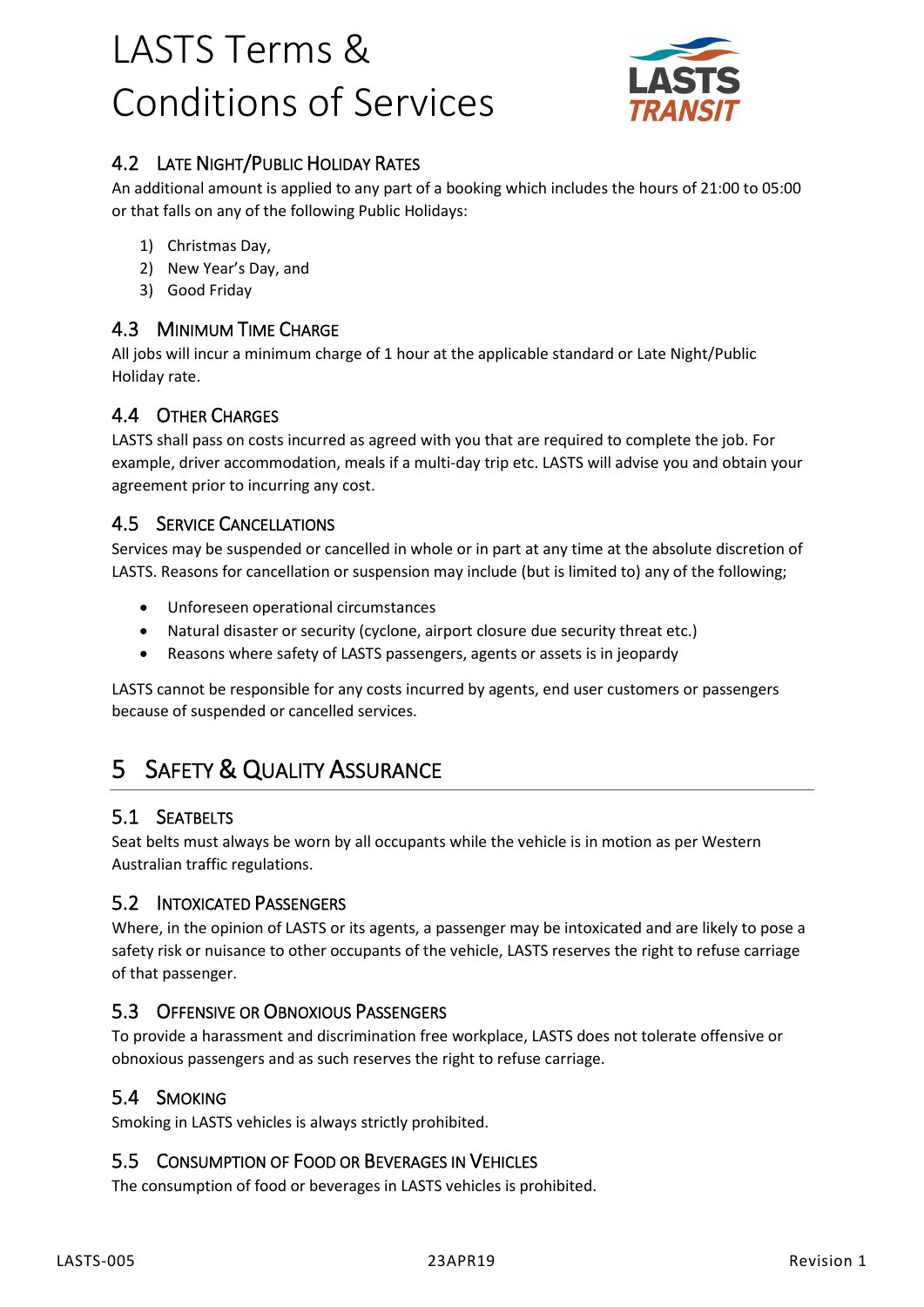### 4.2 Late Night/Public Holiday Rates

An additional amount is applied to any part of a booking which includes the hours of 21:00 to 05:00 or that falls on any of the following Public Holidays:

1) Christmas Day,
2) New Year's Day, and
3) Good Friday

### 4.3 Minimum Time Charge

All jobs will incur a minimum charge of 1 hour at the applicable standard or Late Night/Public Holiday rate.

### 4.4 Other Charges

LASTS shall pass on costs incurred as agreed with you that are required to complete the job. For example, driver accommodation, meals if a multi-day trip etc. LASTS will advise you and obtain your agreement prior to incurring any cost.

### 4.5 Service Cancellations

Services may be suspended or cancelled in whole or in part at any time at the absolute discretion of LASTS. Reasons for cancellation or suspension may include (but is limited to) any of the following;

- Unforeseen operational circumstances
- Natural disaster or security (cyclone, airport closure due security threat etc.)
- Reasons where safety of LASTS passengers, agents or assets is in jeopardy

LASTS cannot be responsible for any costs incurred by agents, end user customers or passengers because of suspended or cancelled services.

## 5 Safety & Quality Assurance

### 5.1 Seatbelts

Seat belts must always be worn by all occupants while the vehicle is in motion as per Western Australian traffic regulations.

### 5.2 Intoxicated Passengers

Where, in the opinion of LASTS or its agents, a passenger may be intoxicated and are likely to pose a safety risk or nuisance to other occupants of the vehicle, LASTS reserves the right to refuse carriage of that passenger.

### 5.3 Offensive or Obnoxious Passengers

To provide a harassment and discrimination free workplace, LASTS does not tolerate offensive or obnoxious passengers and as such reserves the right to refuse carriage.

### 5.4 Smoking

Smoking in LASTS vehicles is always strictly prohibited.

### 5.5 Consumption of Food or Beverages in Vehicles

The consumption of food or beverages in LASTS vehicles is prohibited.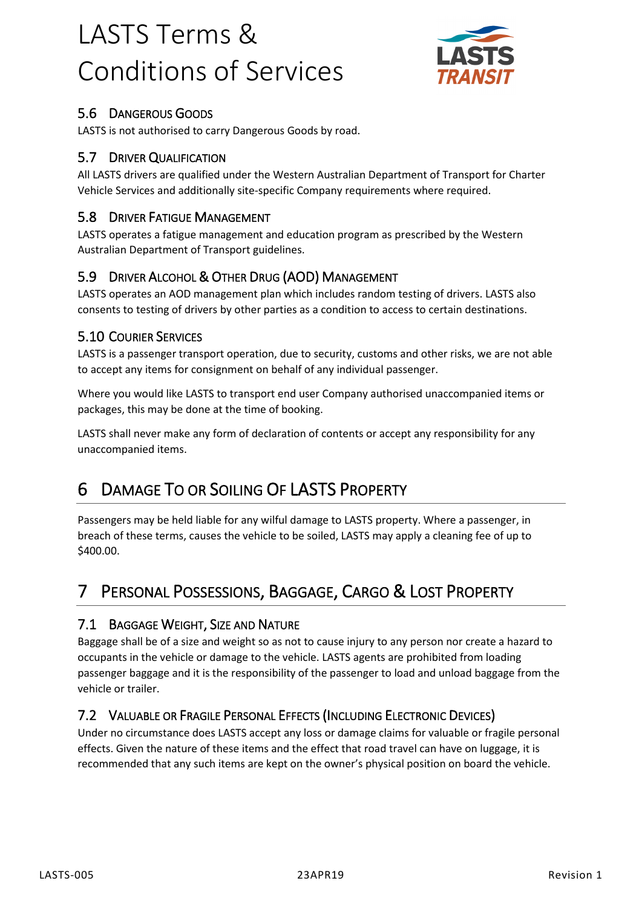### 5.6 Dangerous Goods

LASTS is not authorised to carry Dangerous Goods by road.

### 5.7 Driver Qualification

All LASTS drivers are qualified under the Western Australian Department of Transport for Charter Vehicle Services and additionally site-specific Company requirements where required.

### 5.8 Driver Fatigue Management

LASTS operates a fatigue management and education program as prescribed by the Western Australian Department of Transport guidelines.

### 5.9 Driver Alcohol & Other Drug (AOD) Management

LASTS operates an AOD management plan which includes random testing of drivers. LASTS also consents to testing of drivers by other parties as a condition to access to certain destinations.

### 5.10 Courier Services

LASTS is a passenger transport operation, due to security, customs and other risks, we are not able to accept any items for consignment on behalf of any individual passenger.

Where you would like LASTS to transport end user Company authorised unaccompanied items or packages, this may be done at the time of booking.

LASTS shall never make any form of declaration of contents or accept any responsibility for any unaccompanied items.

## 6 Damage To or Soiling Of LASTS Property

Passengers may be held liable for any wilful damage to LASTS property. Where a passenger, in breach of these terms, causes the vehicle to be soiled, LASTS may apply a cleaning fee of up to $400.00.

## 7 Personal Possessions, Baggage, Cargo & Lost Property

### 7.1 Baggage Weight, Size and Nature

Baggage shall be of a size and weight so as not to cause injury to any person nor create a hazard to occupants in the vehicle or damage to the vehicle. LASTS agents are prohibited from loading passenger baggage and it is the responsibility of the passenger to load and unload baggage from the vehicle or trailer.

### 7.2 Valuable or Fragile Personal Effects (Including Electronic Devices)

Under no circumstance does LASTS accept any loss or damage claims for valuable or fragile personal effects. Given the nature of these items and the effect that road travel can have on luggage, it is recommended that any such items are kept on the owner's physical position on board the vehicle.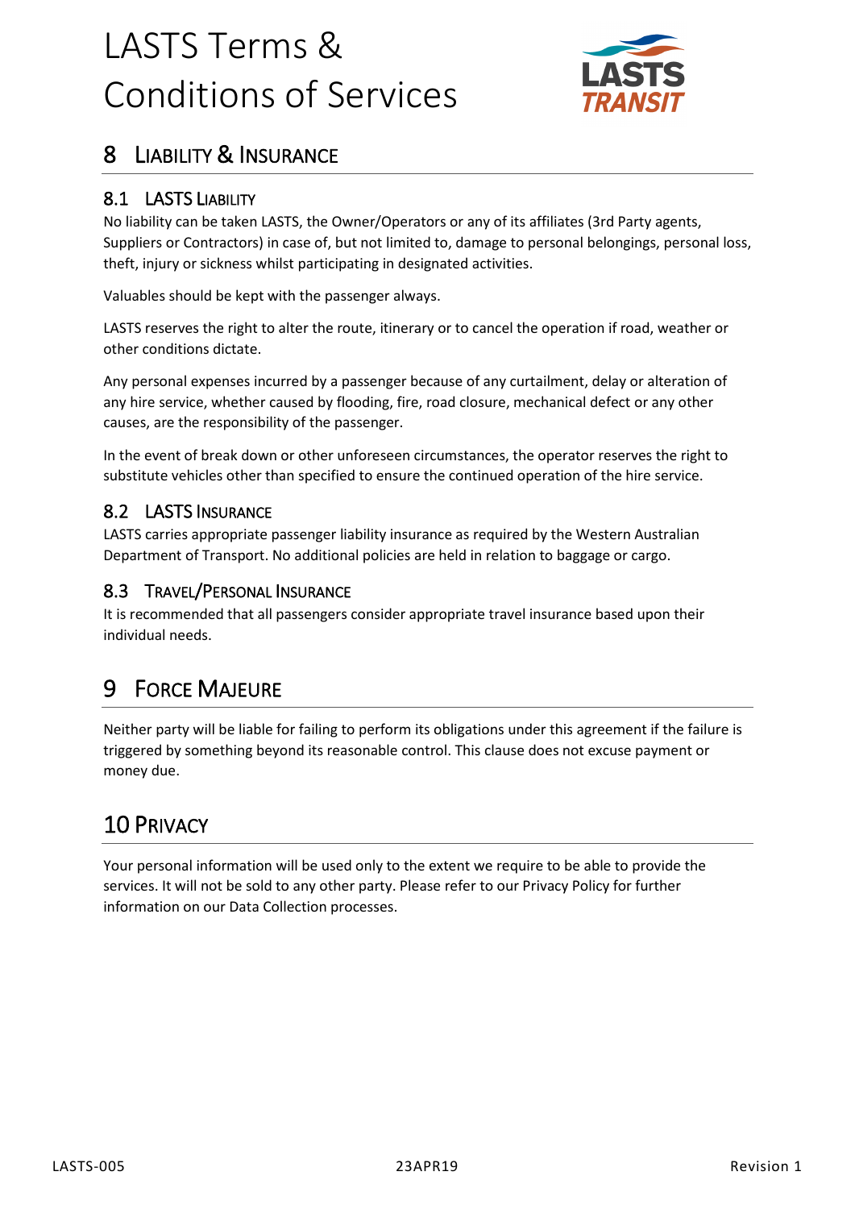# LASTS Terms & Conditions of Services

## 8 Liability & Insurance

### 8.1 LASTS Liability

No liability can be taken LASTS, the Owner/Operators or any of its affiliates (3rd Party agents, Suppliers or Contractors) in case of, but not limited to, damage to personal belongings, personal loss, theft, injury or sickness whilst participating in designated activities.

Valuables should be kept with the passenger always.

LASTS reserves the right to alter the route, itinerary or to cancel the operation if road, weather or other conditions dictate.

Any personal expenses incurred by a passenger because of any curtailment, delay or alteration of any hire service, whether caused by flooding, fire, road closure, mechanical defect or any other causes, are the responsibility of the passenger.

In the event of break down or other unforeseen circumstances, the operator reserves the right to substitute vehicles other than specified to ensure the continued operation of the hire service.

### 8.2 LASTS Insurance

LASTS carries appropriate passenger liability insurance as required by the Western Australian Department of Transport. No additional policies are held in relation to baggage or cargo.

### 8.3 Travel/Personal Insurance

It is recommended that all passengers consider appropriate travel insurance based upon their individual needs.

## 9 Force Majeure

Neither party will be liable for failing to perform its obligations under this agreement if the failure is triggered by something beyond its reasonable control. This clause does not excuse payment or money due.

## 10 Privacy

Your personal information will be used only to the extent we require to be able to provide the services. It will not be sold to any other party. Please refer to our Privacy Policy for further information on our Data Collection processes.